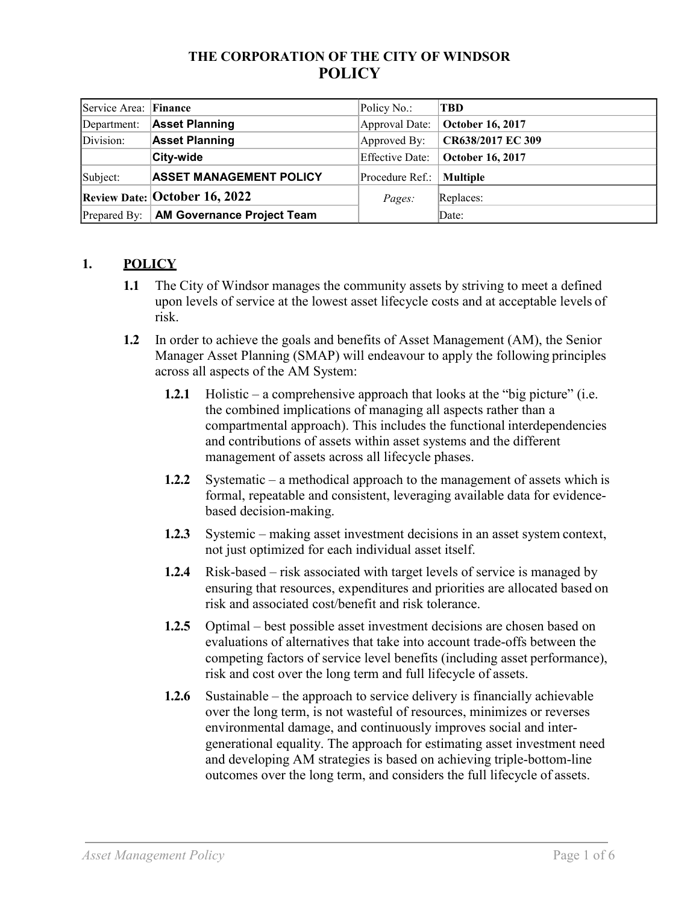## THE CORPORATION OF THE CITY OF WINDSOR
# POLICY

| | | | |
|---|---|---|---|
| Service Area: | **Finance** | Policy No.: | **TBD** |
| Department: | **Asset Planning** | Approval Date: | **October 16, 2017** |
| Division: | **Asset Planning** | Approved By: | **CR638/2017 EC 309** |
| | **City-wide** | Effective Date: | **October 16, 2017** |
| Subject: | **ASSET MANAGEMENT POLICY** | Procedure Ref.: | **Multiple** |
| **Review Date:** | **October 16, 2022** | *Pages:* | Replaces: |
| Prepared By: | **AM Governance Project Team** | | Date: |

## 1. POLICY

**1.1** The City of Windsor manages the community assets by striving to meet a defined upon levels of service at the lowest asset lifecycle costs and at acceptable levels of risk.

**1.2** In order to achieve the goals and benefits of Asset Management (AM), the Senior Manager Asset Planning (SMAP) will endeavour to apply the following principles across all aspects of the AM System:

**1.2.1** Holistic – a comprehensive approach that looks at the "big picture" (i.e. the combined implications of managing all aspects rather than a compartmental approach). This includes the functional interdependencies and contributions of assets within asset systems and the different management of assets across all lifecycle phases.

**1.2.2** Systematic – a methodical approach to the management of assets which is formal, repeatable and consistent, leveraging available data for evidence-based decision-making.

**1.2.3** Systemic – making asset investment decisions in an asset system context, not just optimized for each individual asset itself.

**1.2.4** Risk-based – risk associated with target levels of service is managed by ensuring that resources, expenditures and priorities are allocated based on risk and associated cost/benefit and risk tolerance.

**1.2.5** Optimal – best possible asset investment decisions are chosen based on evaluations of alternatives that take into account trade-offs between the competing factors of service level benefits (including asset performance), risk and cost over the long term and full lifecycle of assets.

**1.2.6** Sustainable – the approach to service delivery is financially achievable over the long term, is not wasteful of resources, minimizes or reverses environmental damage, and continuously improves social and inter-generational equality. The approach for estimating asset investment need and developing AM strategies is based on achieving triple-bottom-line outcomes over the long term, and considers the full lifecycle of assets.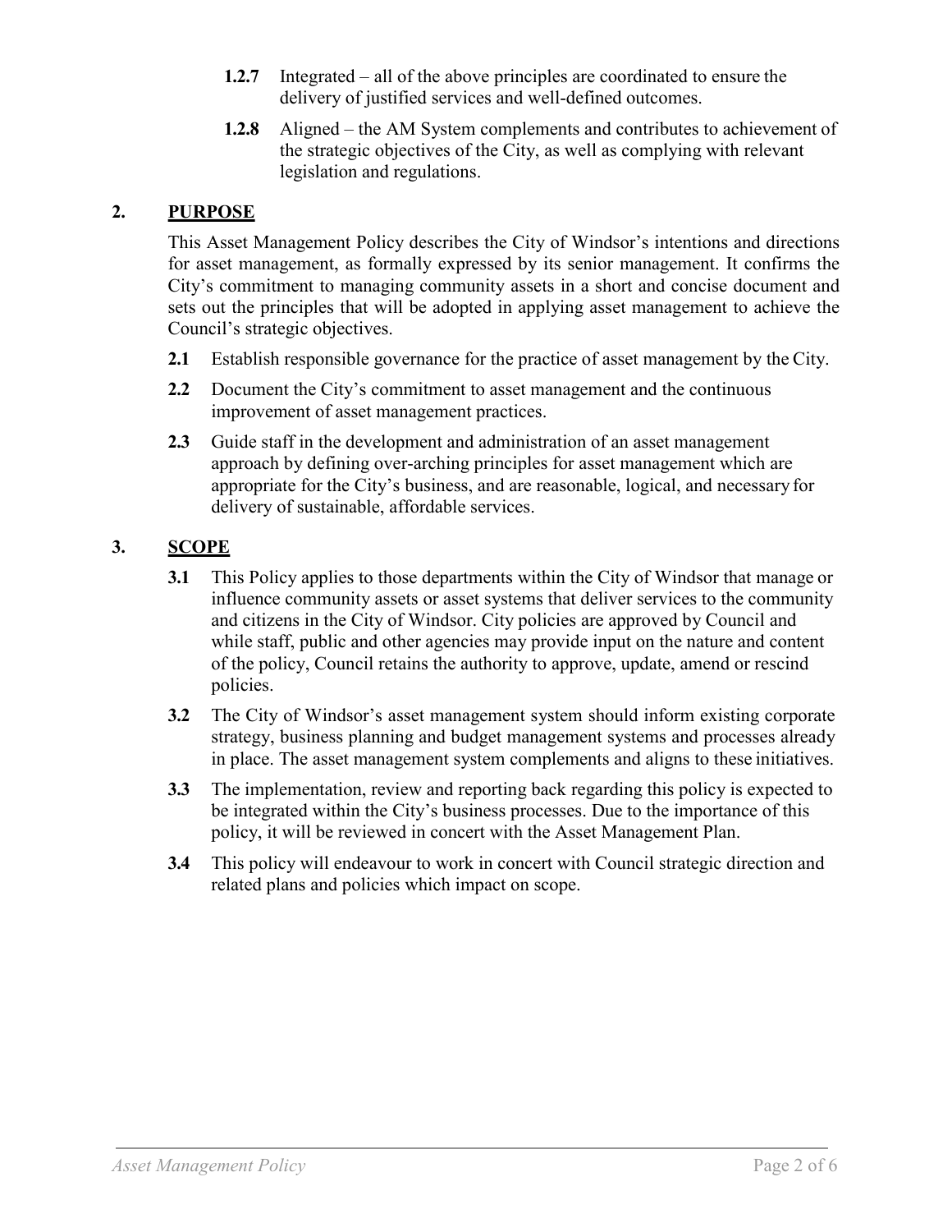**1.2.7** Integrated – all of the above principles are coordinated to ensure the delivery of justified services and well-defined outcomes.

**1.2.8** Aligned – the AM System complements and contributes to achievement of the strategic objectives of the City, as well as complying with relevant legislation and regulations.

## 2. PURPOSE

This Asset Management Policy describes the City of Windsor's intentions and directions for asset management, as formally expressed by its senior management. It confirms the City's commitment to managing community assets in a short and concise document and sets out the principles that will be adopted in applying asset management to achieve the Council's strategic objectives.

**2.1** Establish responsible governance for the practice of asset management by the City.

**2.2** Document the City's commitment to asset management and the continuous improvement of asset management practices.

**2.3** Guide staff in the development and administration of an asset management approach by defining over-arching principles for asset management which are appropriate for the City's business, and are reasonable, logical, and necessary for delivery of sustainable, affordable services.

## 3. SCOPE

**3.1** This Policy applies to those departments within the City of Windsor that manage or influence community assets or asset systems that deliver services to the community and citizens in the City of Windsor. City policies are approved by Council and while staff, public and other agencies may provide input on the nature and content of the policy, Council retains the authority to approve, update, amend or rescind policies.

**3.2** The City of Windsor's asset management system should inform existing corporate strategy, business planning and budget management systems and processes already in place. The asset management system complements and aligns to these initiatives.

**3.3** The implementation, review and reporting back regarding this policy is expected to be integrated within the City's business processes. Due to the importance of this policy, it will be reviewed in concert with the Asset Management Plan.

**3.4** This policy will endeavour to work in concert with Council strategic direction and related plans and policies which impact on scope.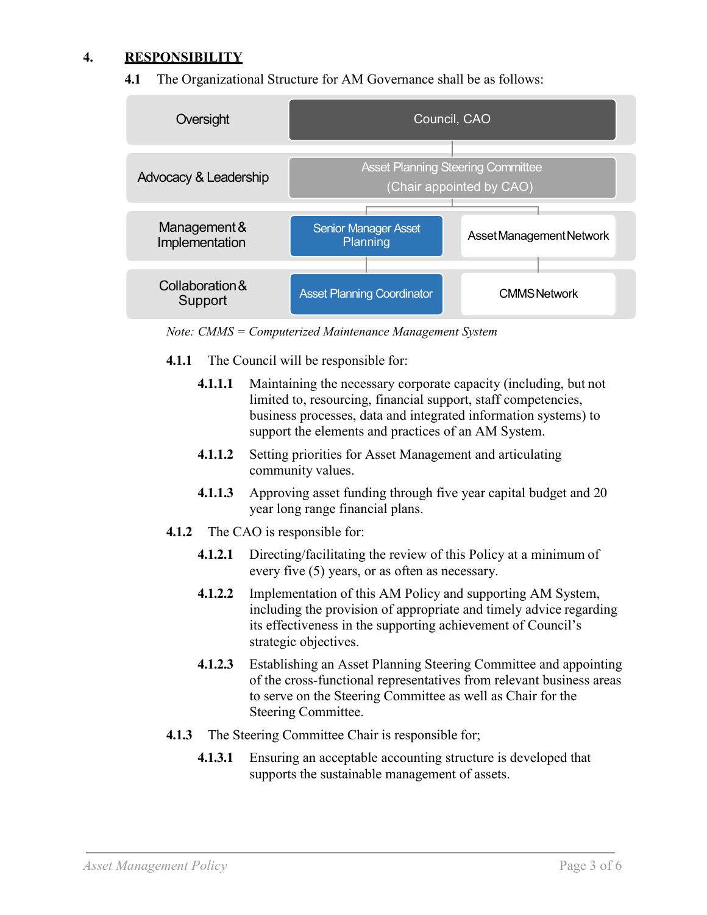## 4. RESPONSIBILITY

**4.1** The Organizational Structure for AM Governance shall be as follows:

| Level | | |
|---|---|---|
| Oversight | Council, CAO | |
| Advocacy & Leadership | Asset Planning Steering Committee (Chair appointed by CAO) | |
| Management & Implementation | Senior Manager Asset Planning | Asset Management Network |
| Collaboration & Support | Asset Planning Coordinator | CMMS Network |

*Note: CMMS = Computerized Maintenance Management System*

**4.1.1** The Council will be responsible for:

**4.1.1.1** Maintaining the necessary corporate capacity (including, but not limited to, resourcing, financial support, staff competencies, business processes, data and integrated information systems) to support the elements and practices of an AM System.

**4.1.1.2** Setting priorities for Asset Management and articulating community values.

**4.1.1.3** Approving asset funding through five year capital budget and 20 year long range financial plans.

**4.1.2** The CAO is responsible for:

**4.1.2.1** Directing/facilitating the review of this Policy at a minimum of every five (5) years, or as often as necessary.

**4.1.2.2** Implementation of this AM Policy and supporting AM System, including the provision of appropriate and timely advice regarding its effectiveness in the supporting achievement of Council's strategic objectives.

**4.1.2.3** Establishing an Asset Planning Steering Committee and appointing of the cross-functional representatives from relevant business areas to serve on the Steering Committee as well as Chair for the Steering Committee.

**4.1.3** The Steering Committee Chair is responsible for;

**4.1.3.1** Ensuring an acceptable accounting structure is developed that supports the sustainable management of assets.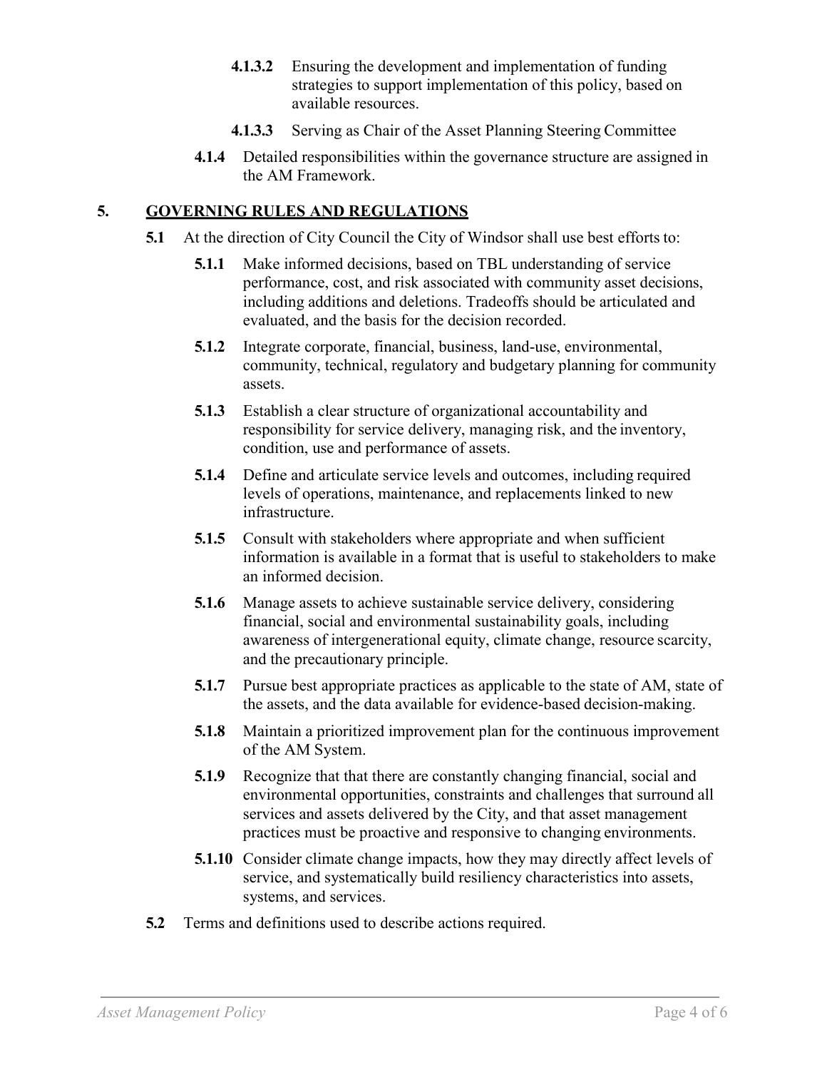**4.1.3.2** Ensuring the development and implementation of funding strategies to support implementation of this policy, based on available resources.

**4.1.3.3** Serving as Chair of the Asset Planning Steering Committee

**4.1.4** Detailed responsibilities within the governance structure are assigned in the AM Framework.

## 5. GOVERNING RULES AND REGULATIONS

**5.1** At the direction of City Council the City of Windsor shall use best efforts to:

**5.1.1** Make informed decisions, based on TBL understanding of service performance, cost, and risk associated with community asset decisions, including additions and deletions. Tradeoffs should be articulated and evaluated, and the basis for the decision recorded.

**5.1.2** Integrate corporate, financial, business, land-use, environmental, community, technical, regulatory and budgetary planning for community assets.

**5.1.3** Establish a clear structure of organizational accountability and responsibility for service delivery, managing risk, and the inventory, condition, use and performance of assets.

**5.1.4** Define and articulate service levels and outcomes, including required levels of operations, maintenance, and replacements linked to new infrastructure.

**5.1.5** Consult with stakeholders where appropriate and when sufficient information is available in a format that is useful to stakeholders to make an informed decision.

**5.1.6** Manage assets to achieve sustainable service delivery, considering financial, social and environmental sustainability goals, including awareness of intergenerational equity, climate change, resource scarcity, and the precautionary principle.

**5.1.7** Pursue best appropriate practices as applicable to the state of AM, state of the assets, and the data available for evidence-based decision-making.

**5.1.8** Maintain a prioritized improvement plan for the continuous improvement of the AM System.

**5.1.9** Recognize that that there are constantly changing financial, social and environmental opportunities, constraints and challenges that surround all services and assets delivered by the City, and that asset management practices must be proactive and responsive to changing environments.

**5.1.10** Consider climate change impacts, how they may directly affect levels of service, and systematically build resiliency characteristics into assets, systems, and services.

**5.2** Terms and definitions used to describe actions required.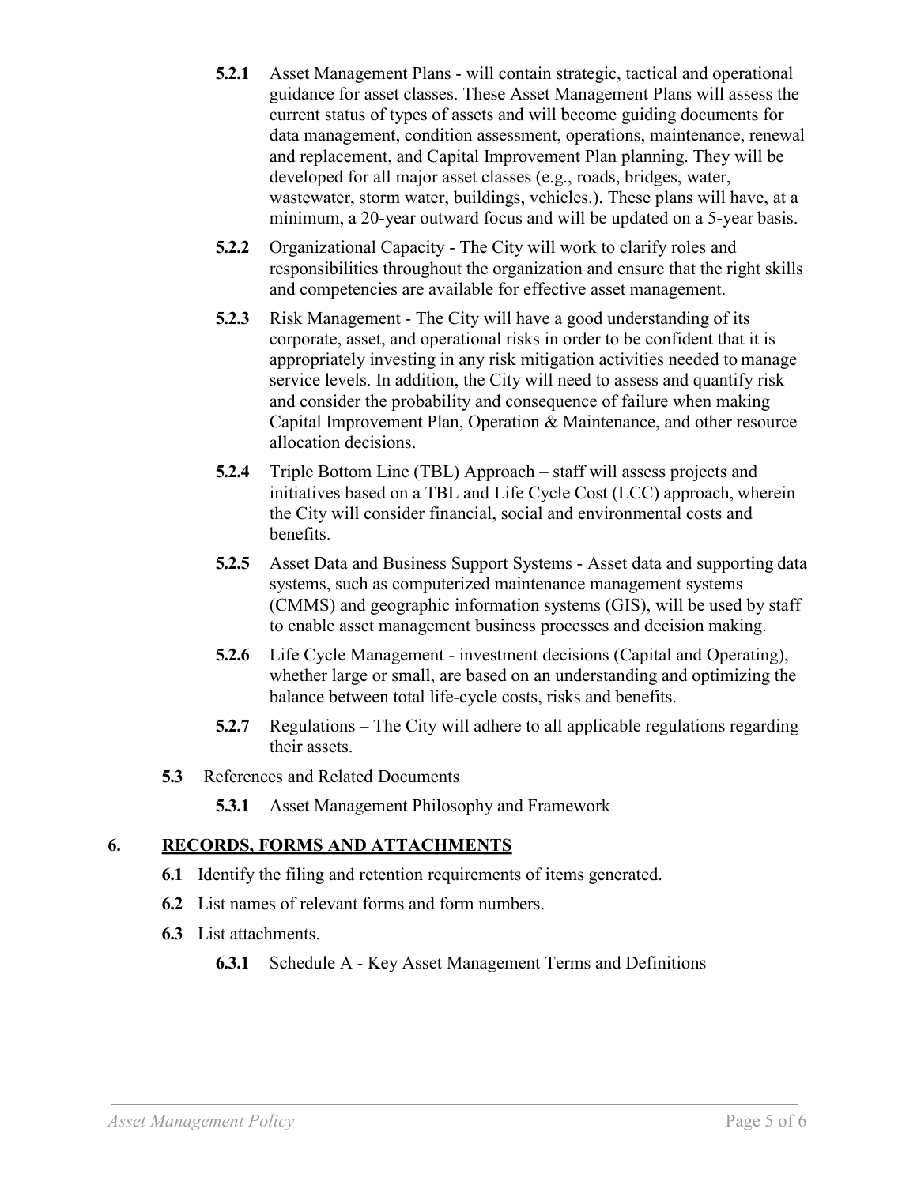**5.2.1** Asset Management Plans - will contain strategic, tactical and operational guidance for asset classes. These Asset Management Plans will assess the current status of types of assets and will become guiding documents for data management, condition assessment, operations, maintenance, renewal and replacement, and Capital Improvement Plan planning. They will be developed for all major asset classes (e.g., roads, bridges, water, wastewater, storm water, buildings, vehicles.). These plans will have, at a minimum, a 20-year outward focus and will be updated on a 5-year basis.

**5.2.2** Organizational Capacity - The City will work to clarify roles and responsibilities throughout the organization and ensure that the right skills and competencies are available for effective asset management.

**5.2.3** Risk Management - The City will have a good understanding of its corporate, asset, and operational risks in order to be confident that it is appropriately investing in any risk mitigation activities needed to manage service levels. In addition, the City will need to assess and quantify risk and consider the probability and consequence of failure when making Capital Improvement Plan, Operation & Maintenance, and other resource allocation decisions.

**5.2.4** Triple Bottom Line (TBL) Approach – staff will assess projects and initiatives based on a TBL and Life Cycle Cost (LCC) approach, wherein the City will consider financial, social and environmental costs and benefits.

**5.2.5** Asset Data and Business Support Systems - Asset data and supporting data systems, such as computerized maintenance management systems (CMMS) and geographic information systems (GIS), will be used by staff to enable asset management business processes and decision making.

**5.2.6** Life Cycle Management - investment decisions (Capital and Operating), whether large or small, are based on an understanding and optimizing the balance between total life-cycle costs, risks and benefits.

**5.2.7** Regulations – The City will adhere to all applicable regulations regarding their assets.

**5.3** References and Related Documents

**5.3.1** Asset Management Philosophy and Framework

## 6. RECORDS, FORMS AND ATTACHMENTS

**6.1** Identify the filing and retention requirements of items generated.

**6.2** List names of relevant forms and form numbers.

**6.3** List attachments.

**6.3.1** Schedule A - Key Asset Management Terms and Definitions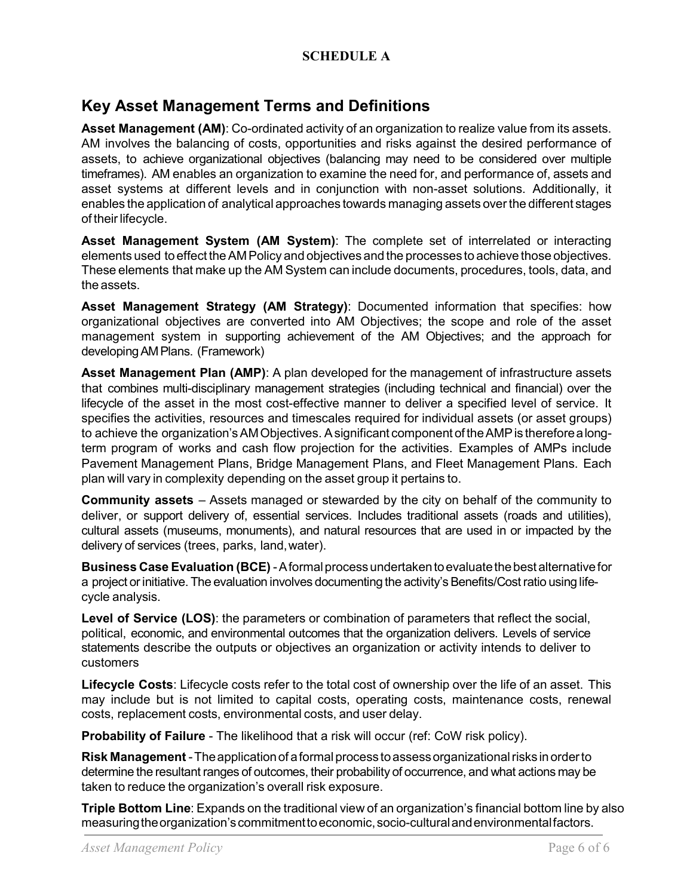**SCHEDULE A**

## Key Asset Management Terms and Definitions

**Asset Management (AM)**: Co-ordinated activity of an organization to realize value from its assets. AM involves the balancing of costs, opportunities and risks against the desired performance of assets, to achieve organizational objectives (balancing may need to be considered over multiple timeframes). AM enables an organization to examine the need for, and performance of, assets and asset systems at different levels and in conjunction with non-asset solutions. Additionally, it enables the application of analytical approaches towards managing assets over the different stages of their lifecycle.

**Asset Management System (AM System)**: The complete set of interrelated or interacting elements used to effect the AM Policy and objectives and the processes to achieve those objectives. These elements that make up the AM System can include documents, procedures, tools, data, and the assets.

**Asset Management Strategy (AM Strategy)**: Documented information that specifies: how organizational objectives are converted into AM Objectives; the scope and role of the asset management system in supporting achievement of the AM Objectives; and the approach for developing AM Plans. (Framework)

**Asset Management Plan (AMP)**: A plan developed for the management of infrastructure assets that combines multi-disciplinary management strategies (including technical and financial) over the lifecycle of the asset in the most cost-effective manner to deliver a specified level of service. It specifies the activities, resources and timescales required for individual assets (or asset groups) to achieve the organization's AM Objectives. A significant component of the AMP is therefore a long-term program of works and cash flow projection for the activities. Examples of AMPs include Pavement Management Plans, Bridge Management Plans, and Fleet Management Plans. Each plan will vary in complexity depending on the asset group it pertains to.

**Community assets** – Assets managed or stewarded by the city on behalf of the community to deliver, or support delivery of, essential services. Includes traditional assets (roads and utilities), cultural assets (museums, monuments), and natural resources that are used in or impacted by the delivery of services (trees, parks, land, water).

**Business Case Evaluation (BCE)** - A formal process undertaken to evaluate the best alternative for a project or initiative. The evaluation involves documenting the activity's Benefits/Cost ratio using life-cycle analysis.

**Level of Service (LOS)**: the parameters or combination of parameters that reflect the social, political, economic, and environmental outcomes that the organization delivers. Levels of service statements describe the outputs or objectives an organization or activity intends to deliver to customers

**Lifecycle Costs**: Lifecycle costs refer to the total cost of ownership over the life of an asset. This may include but is not limited to capital costs, operating costs, maintenance costs, renewal costs, replacement costs, environmental costs, and user delay.

**Probability of Failure** - The likelihood that a risk will occur (ref: CoW risk policy).

**Risk Management** - The application of a formal process to assess organizational risks in order to determine the resultant ranges of outcomes, their probability of occurrence, and what actions may be taken to reduce the organization's overall risk exposure.

**Triple Bottom Line**: Expands on the traditional view of an organization's financial bottom line by also measuring the organization's commitment to economic, socio-cultural and environmental factors.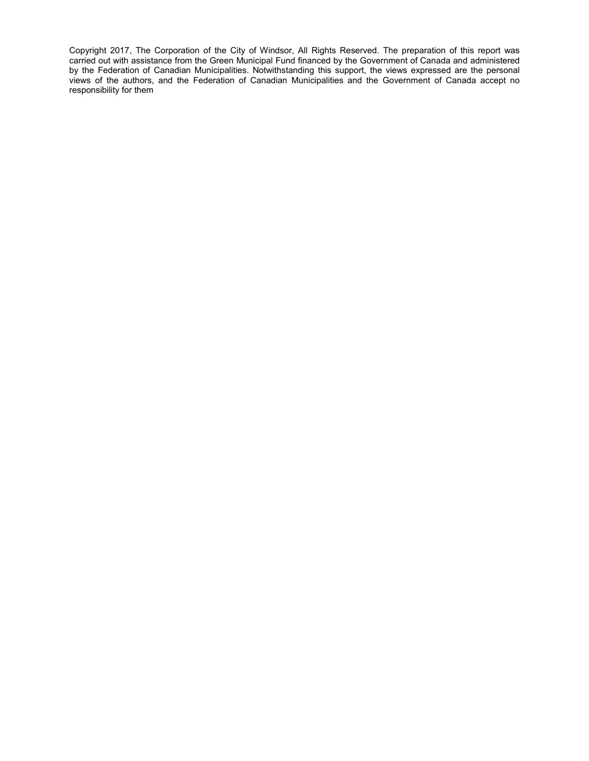Copyright 2017, The Corporation of the City of Windsor, All Rights Reserved. The preparation of this report was carried out with assistance from the Green Municipal Fund financed by the Government of Canada and administered by the Federation of Canadian Municipalities. Notwithstanding this support, the views expressed are the personal views of the authors, and the Federation of Canadian Municipalities and the Government of Canada accept no responsibility for them